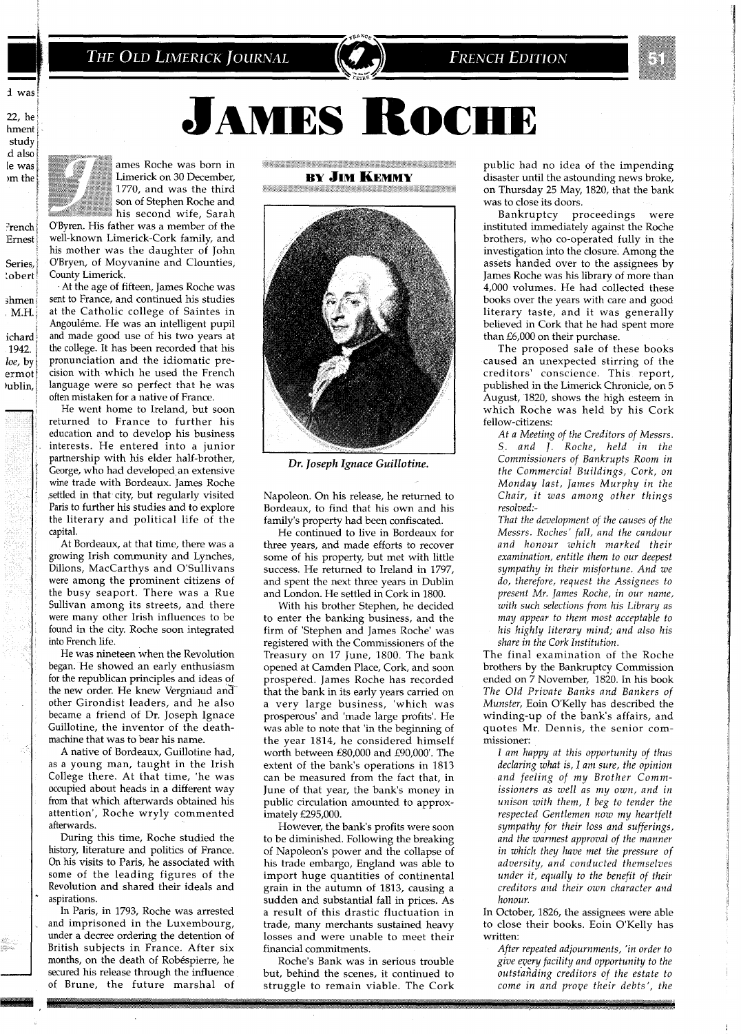# James Roche

**By Jim Kemmy**

James Roche was born in Limerick on 30 December, 1770, and was the third son of Stephen Roche and his second wife, Sarah O'Byren. His father was a member of the well-known Limerick-Cork family, and his mother was the daughter of John O'Bryen, of Moyvanine and Clounties, County Limerick.

At the age of fifteen, James Roche was sent to France, and continued his studies at the Catholic college of Saintes in Angoulême. He was an intelligent pupil and made good use of his two years at the college. It has been recorded that his pronunciation and the idiomatic precision with which he used the French language were so perfect that he was often mistaken for a native of France.

He went home to Ireland, but soon returned to France to further his education and to develop his business interests. He entered into a junior partnership with his elder half-brother, George, who had developed an extensive wine trade with Bordeaux. James Roche settled in that city, but regularly visited Paris to further his studies and to explore the literary and political life of the capital.

At Bordeaux, at that time, there was a growing Irish community and Lynches, Dillons, MacCarthys and O'Sullivans were among the prominent citizens of the busy seaport. There was a Rue Sullivan among its streets, and there were many other Irish influences to be found in the city. Roche soon integrated into French life.

He was nineteen when the Revolution began. He showed an early enthusiasm for the republican principles and ideas of the new order. He knew Vergniaud and other Girondist leaders, and he also became a friend of Dr. Joseph Ignace Guillotine, the inventor of the death-machine that was to bear his name.

A native of Bordeaux, Guillotine had, as a young man, taught in the Irish College there. At that time, 'he was occupied about heads in a different way from that which afterwards obtained his attention', Roche wryly commented afterwards.

During this time, Roche studied the history, literature and politics of France. On his visits to Paris, he associated with some of the leading figures of the Revolution and shared their ideals and aspirations.

In Paris, in 1793, Roche was arrested and imprisoned in the Luxembourg, under a decree ordering the detention of British subjects in France. After six months, on the death of Robéspierre, he secured his release through the influence of Brune, the future marshal of Napoleon. On his release, he returned to Bordeaux, to find that his own and his family's property had been confiscated.

*Dr. Joseph Ignace Guillotine.*

He continued to live in Bordeaux for three years, and made efforts to recover some of his property, but met with little success. He returned to Ireland in 1797, and spent the next three years in Dublin and London. He settled in Cork in 1800.

With his brother Stephen, he decided to enter the banking business, and the firm of 'Stephen and James Roche' was registered with the Commissioners of the Treasury on 17 June, 1800. The bank opened at Camden Place, Cork, and soon prospered. James Roche has recorded that the bank in its early years carried on a very large business, 'which was prosperous' and 'made large profits'. He was able to note that 'in the beginning of the year 1814, he considered himself worth between £80,000 and £90,000'. The extent of the bank's operations in 1813 can be measured from the fact that, in June of that year, the bank's money in public circulation amounted to approximately £295,000.

However, the bank's profits were soon to be diminished. Following the breaking of Napoleon's power and the collapse of his trade embargo, England was able to import huge quantities of continental grain in the autumn of 1813, causing a sudden and substantial fall in prices. As a result of this drastic fluctuation in trade, many merchants sustained heavy losses and were unable to meet their financial commitments.

Roche's Bank was in serious trouble but, behind the scenes, it continued to struggle to remain viable. The Cork public had no idea of the impending disaster until the astounding news broke, on Thursday 25 May, 1820, that the bank was to close its doors.

Bankruptcy proceedings were instituted immediately against the Roche brothers, who co-operated fully in the investigation into the closure. Among the assets handed over to the assignees by James Roche was his library of more than 4,000 volumes. He had collected these books over the years with care and good literary taste, and it was generally believed in Cork that he had spent more than £6,000 on their purchase.

The proposed sale of these books caused an unexpected stirring of the creditors' conscience. This report, published in the Limerick Chronicle, on 5 August, 1820, shows the high esteem in which Roche was held by his Cork fellow-citizens:

> *At a Meeting of the Creditors of Messrs. S. and J. Roche, held in the Commissioners of Bankrupts Room in the Commercial Buildings, Cork, on Monday last, James Murphy in the Chair, it was among other things resolved:-*
>
> *That the development of the causes of the Messrs. Roches' fall, and the candour and honour which marked their examination, entitle them to our deepest sympathy in their misfortune. And we do, therefore, request the Assignees to present Mr. James Roche, in our name, with such selections from his Library as may appear to them most acceptable to his highly literary mind; and also his share in the Cork Institution.*

The final examination of the Roche brothers by the Bankruptcy Commission ended on 7 November, 1820. In his book *The Old Private Banks and Bankers of Munster*, Eoin O'Kelly has described the winding-up of the bank's affairs, and quotes Mr. Dennis, the senior commissioner:

> *I am happy at this opportunity of thus declaring what is, I am sure, the opinion and feeling of my Brother Commissioners as well as my own, and in unison with them, I beg to tender the respected Gentlemen now my heartfelt sympathy for their loss and sufferings, and the warmest approval of the manner in which they have met the pressure of adversity, and conducted themselves under it, equally to the benefit of their creditors and their own character and honour.*

In October, 1826, the assignees were able to close their books. Eoin O'Kelly has written:

> *After repeated adjournments, 'in order to give every facility and opportunity to the outstanding creditors of the estate to come in and prove their debts', the*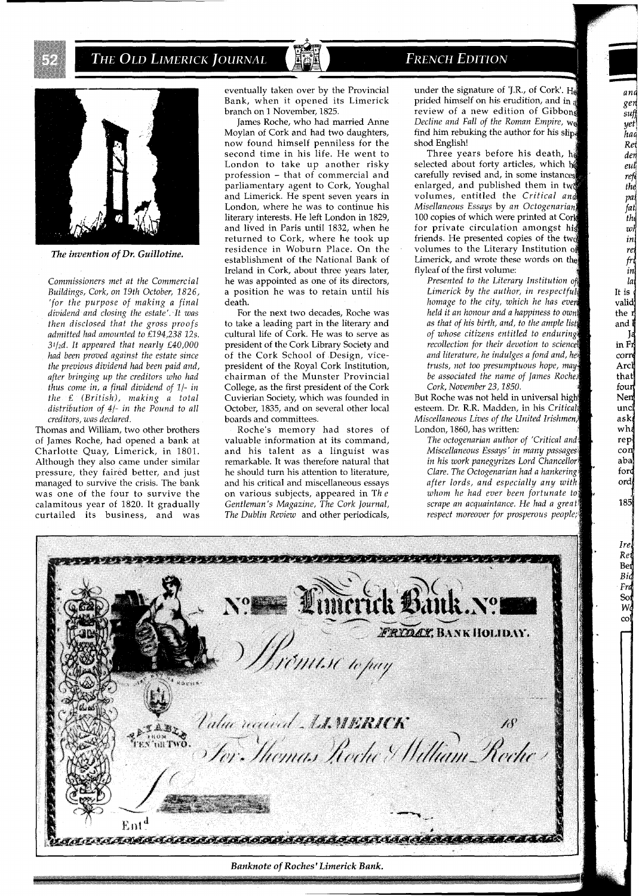*The invention of Dr. Guillotine.*

*Commissioners met at the Commercial Buildings, Cork, on 19th October, 1826, 'for the purpose of making a final dividend and closing the estate'. It was then disclosed that the gross proofs admitted had amounted to £194,238 12s. 3½d. It appeared that nearly £40,000 had been proved against the estate since the previous dividend had been paid and, after bringing up the creditors who had thus come in, a final dividend of 1/- in the £ (British), making a total distribution of 4/- in the Pound to all creditors, was declared.*

Thomas and William, two other brothers of James Roche, had opened a bank at Charlotte Quay, Limerick, in 1801. Although they also came under similar pressure, they faired better, and just managed to survive the crisis. The bank was one of the four to survive the calamitous year of 1820. It gradually curtailed its business, and was eventually taken over by the Provincial Bank, when it opened its Limerick branch on 1 November, 1825.

James Roche, who had married Anne Moylan of Cork and had two daughters, now found himself penniless for the second time in his life. He went to London to take up another risky profession – that of commercial and parliamentary agent to Cork, Youghal and Limerick. He spent seven years in London, where he was to continue his literary interests. He left London in 1829, and lived in Paris until 1832, when he returned to Cork, where he took up residence in Woburn Place. On the establishment of the National Bank of Ireland in Cork, about three years later, he was appointed as one of its directors, a position he was to retain until his death.

For the next two decades, Roche was to take a leading part in the literary and cultural life of Cork. He was to serve as president of the Cork Library Society and of the Cork School of Design, vice-president of the Royal Cork Institution, chairman of the Munster Provincial College, as the first president of the Cork Cuvierian Society, which was founded in October, 1835, and on several other local boards and committees.

Roche's memory had stores of valuable information at its command, and his talent as a linguist was remarkable. It was therefore natural that he should turn his attention to literature, and his critical and miscellaneous essays on various subjects, appeared in *The Gentleman's Magazine, The Cork Journal, The Dublin Review* and other periodicals, under the signature of 'J.R., of Cork'. He prided himself on his erudition, and in a review of a new edition of Gibbons *Decline and Fall of the Roman Empire*, we find him rebuking the author for his slip-shod English!

Three years before his death, he selected about forty articles, which he carefully revised and, in some instances enlarged, and published them in two volumes, entitled the *Critical and Misellaneous Essays* by *an Octogenarian*, 100 copies of which were printed at Cork for private circulation amongst his friends. He presented copies of the two volumes to the Literary Institution of Limerick, and wrote these words on the flyleaf of the first volume:

> *Presented to the Literary Institution of Limerick by the author, in respectful homage to the city, which he has ever held it an honour and a happiness to own as that of his birth, and, to the ample list of whose citizens entitled to enduring recollection for their devotion to science and literature, he indulges a fond and, he trusts, not too presumptuous hope, may be associated the name of James Roche. Cork, November 23, 1850.*

But Roche was not held in universal high esteem. Dr. R.R. Madden, in his *Critical Miscellaneous Lives of the United Irishmen*, London, 1860, has written:

> *The octogenarian author of 'Critical and Miscellaneous Essays' in many passages in his work panegyrizes Lord Chancellor Clare. The Octogenarian had a hankering after lords, and especially any with whom he had ever been fortunate to scrape an acquaintance. He had a great respect moreover for prosperous people;*

*Banknote of Roches' Limerick Bank.*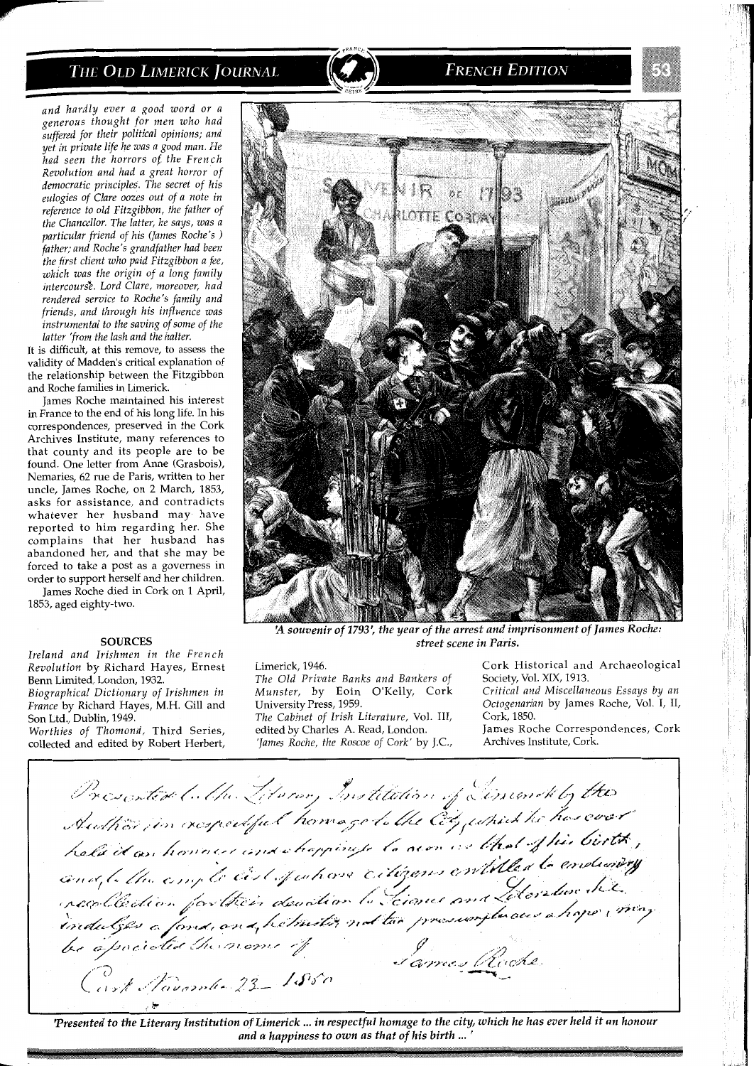*and hardly ever a good word or a generous thought for men who had suffered for their political opinions; and yet in private life he was a good man. He had seen the horrors of the French Revolution and had a great horror of democratic principles. The secret of his eulogies of Clare oozes out of a note in reference to old Fitzgibbon, the father of the Chancellor. The latter, he says, was a particular friend of his (James Roche's ) father; and Roche's grandfather had been the first client who paid Fitzgibbon a fee, which was the origin of a long family intercourse. Lord Clare, moreover, had rendered service to Roche's family and friends, and through his influence was instrumental to the saving of some of the latter 'from the lash and the halter.*

It is difficult, at this remove, to assess the validity of Madden's critical explanation of the relationship between the Fitzgibbon and Roche families in Limerick.

James Roche maintained his interest in France to the end of his long life. In his correspondences, preserved in the Cork Archives Institute, many references to that county and its people are to be found. One letter from Anne (Grasbois), Nemaries, 62 rue de Paris, written to her uncle, James Roche, on 2 March, 1853, asks for assistance, and contradicts whatever her husband may have reported to him regarding her. She complains that her husband has abandoned her, and that she may be forced to take a post as a governess in order to support herself and her children.

James Roche died in Cork on 1 April, 1853, aged eighty-two.

*'A souvenir of 1793', the year of the arrest and imprisonment of James Roche: street scene in Paris.*

## SOURCES

*Ireland and Irishmen in the French Revolution* by Richard Hayes, Ernest Benn Limited, London, 1932.

*Biographical Dictionary of Irishmen in France* by Richard Hayes, M.H. Gill and Son Ltd., Dublin, 1949.

*Worthies of Thomond*, Third Series, collected and edited by Robert Herbert, Limerick, 1946.

*The Old Private Banks and Bankers of Munster*, by Eoin O'Kelly, Cork University Press, 1959.

*The Cabinet of Irish Literature*, Vol. III, edited by Charles A. Read, London.

*'James Roche, the Roscoe of Cork'* by J.C., Cork Historical and Archaeological Society, Vol. XIX, 1913.

*Critical and Miscellaneous Essays by an Octogenarian* by James Roche, Vol. I, II, Cork, 1850.

James Roche Correspondences, Cork Archives Institute, Cork.

Presented to the Literary Institution of Limerick by the Author, in respectful homage to the City, which he has ever held it an honour and a happiness to own as that of his birth, and to the ample list of whose citizens entitled to enduring recollection for their devotion to Science and Literature, he indulges a fond, and, he trusts, not too presumptuous a hope, may be associated the name of James Roche.
Cork November 23 1850

*'Presented to the Literary Institution of Limerick ... in respectful homage to the city, which he has ever held it an honour and a happiness to own as that of his birth ... '*